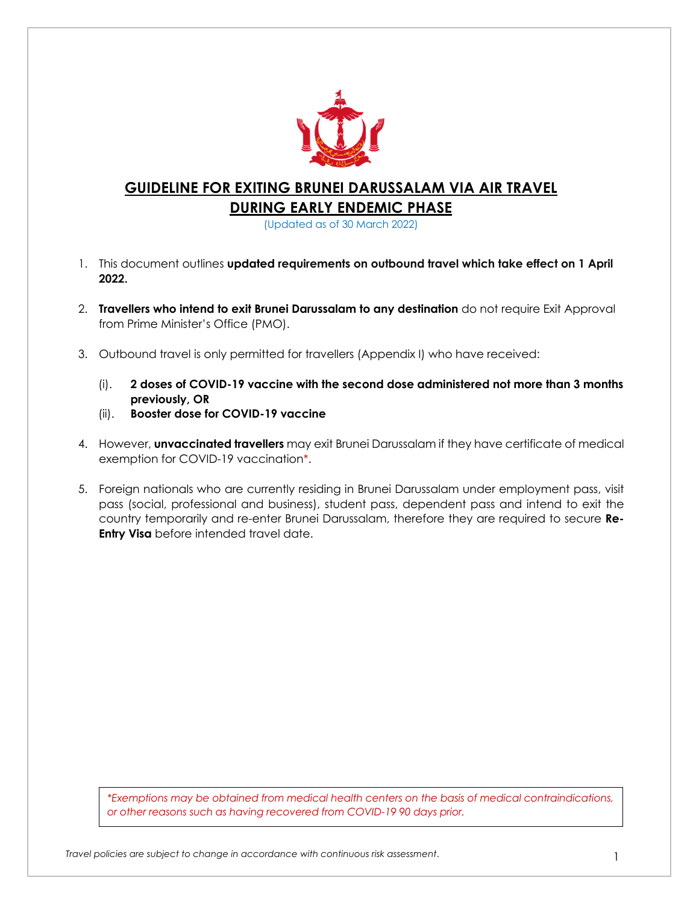# GUIDELINE FOR EXITING BRUNEI DARUSSALAM VIA AIR TRAVEL DURING EARLY ENDEMIC PHASE

(Updated as of 30 March 2022)

1. This document outlines **updated requirements on outbound travel which take effect on 1 April 2022.**

2. **Travellers who intend to exit Brunei Darussalam to any destination** do not require Exit Approval from Prime Minister's Office (PMO).

3. Outbound travel is only permitted for travellers (Appendix I) who have received:

   (i). **2 doses of COVID-19 vaccine with the second dose administered not more than 3 months previously, OR**
   
   (ii). **Booster dose for COVID-19 vaccine**

4. However, **unvaccinated travellers** may exit Brunei Darussalam if they have certificate of medical exemption for COVID-19 vaccination*.

5. Foreign nationals who are currently residing in Brunei Darussalam under employment pass, visit pass (social, professional and business), student pass, dependent pass and intend to exit the country temporarily and re-enter Brunei Darussalam, therefore they are required to secure **Re-Entry Visa** before intended travel date.

*\*Exemptions may be obtained from medical health centers on the basis of medical contraindications, or other reasons such as having recovered from COVID-19 90 days prior.*

*Travel policies are subject to change in accordance with continuous risk assessment.*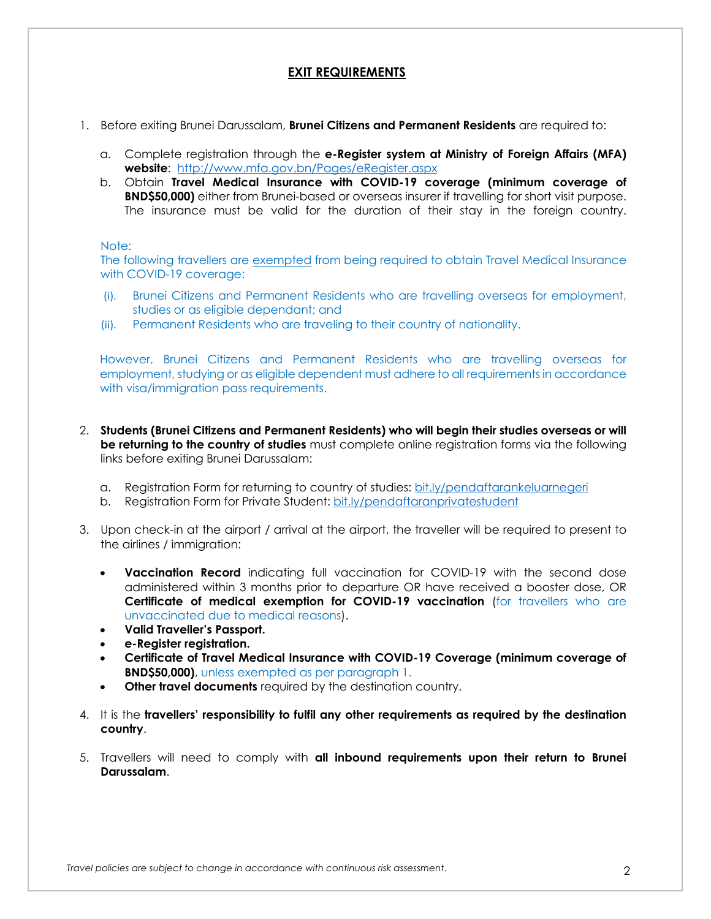## EXIT REQUIREMENTS

1. Before exiting Brunei Darussalam, **Brunei Citizens and Permanent Residents** are required to:

   a. Complete registration through the **e-Register system at Ministry of Foreign Affairs (MFA) website**: http://www.mfa.gov.bn/Pages/eRegister.aspx

   b. Obtain **Travel Medical Insurance with COVID-19 coverage (minimum coverage of BND$50,000)** either from Brunei-based or overseas insurer if travelling for short visit purpose. The insurance must be valid for the duration of their stay in the foreign country.

   Note:
   The following travellers are exempted from being required to obtain Travel Medical Insurance with COVID-19 coverage:

   (i). Brunei Citizens and Permanent Residents who are travelling overseas for employment, studies or as eligible dependant; and

   (ii). Permanent Residents who are traveling to their country of nationality.

   However, Brunei Citizens and Permanent Residents who are travelling overseas for employment, studying or as eligible dependent must adhere to all requirements in accordance with visa/immigration pass requirements.

2. **Students (Brunei Citizens and Permanent Residents) who will begin their studies overseas or will be returning to the country of studies** must complete online registration forms via the following links before exiting Brunei Darussalam:

   a. Registration Form for returning to country of studies: bit.ly/pendaftarankeluarnegeri

   b. Registration Form for Private Student: bit.ly/pendaftaranprivatestudent

3. Upon check-in at the airport / arrival at the airport, the traveller will be required to present to the airlines / immigration:

   - **Vaccination Record** indicating full vaccination for COVID-19 with the second dose administered within 3 months prior to departure OR have received a booster dose, OR **Certificate of medical exemption for COVID-19 vaccination** (for travellers who are unvaccinated due to medical reasons).
   - **Valid Traveller's Passport.**
   - **e-Register registration.**
   - **Certificate of Travel Medical Insurance with COVID-19 Coverage (minimum coverage of BND$50,000)**, unless exempted as per paragraph 1.
   - **Other travel documents** required by the destination country.

4. It is the **travellers' responsibility to fulfil any other requirements as required by the destination country**.

5. Travellers will need to comply with **all inbound requirements upon their return to Brunei Darussalam**.

*Travel policies are subject to change in accordance with continuous risk assessment.*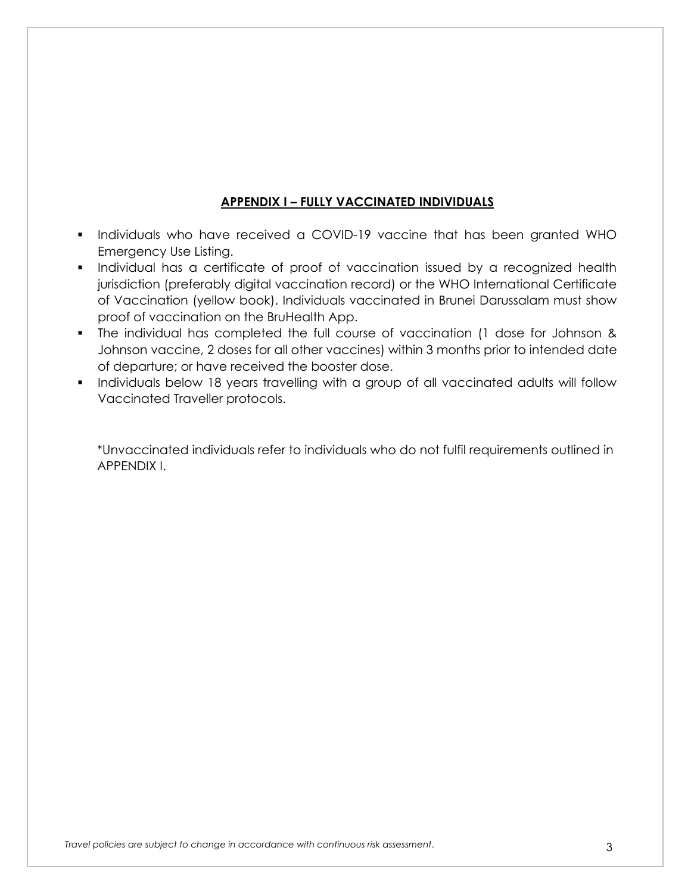## APPENDIX I – FULLY VACCINATED INDIVIDUALS

- Individuals who have received a COVID-19 vaccine that has been granted WHO Emergency Use Listing.
- Individual has a certificate of proof of vaccination issued by a recognized health jurisdiction (preferably digital vaccination record) or the WHO International Certificate of Vaccination (yellow book). Individuals vaccinated in Brunei Darussalam must show proof of vaccination on the BruHealth App.
- The individual has completed the full course of vaccination (1 dose for Johnson & Johnson vaccine, 2 doses for all other vaccines) within 3 months prior to intended date of departure; or have received the booster dose.
- Individuals below 18 years travelling with a group of all vaccinated adults will follow Vaccinated Traveller protocols.

*Unvaccinated individuals refer to individuals who do not fulfil requirements outlined in APPENDIX I.

*Travel policies are subject to change in accordance with continuous risk assessment.*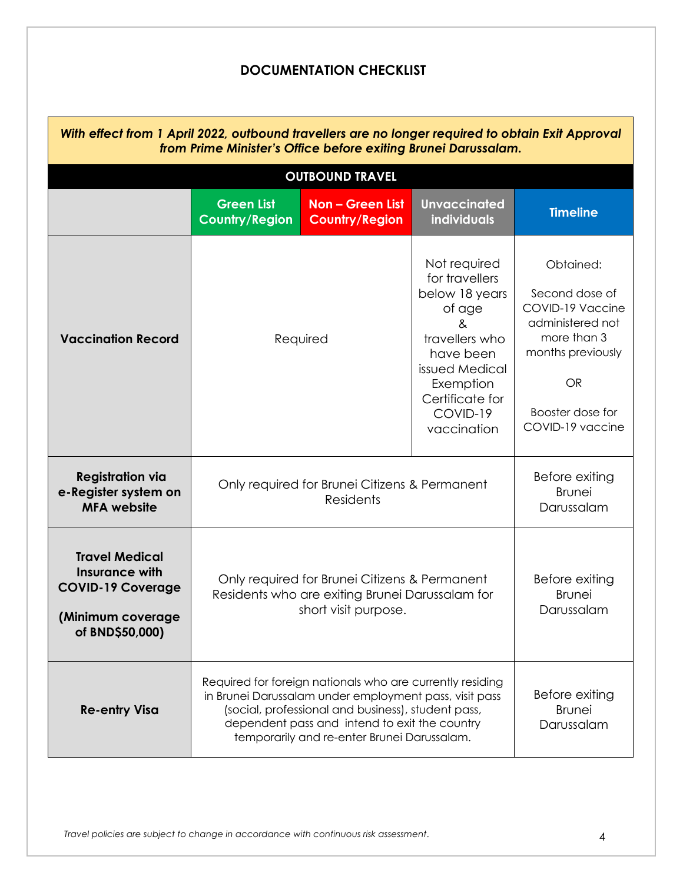## DOCUMENTATION CHECKLIST

***With effect from 1 April 2022, outbound travellers are no longer required to obtain Exit Approval from Prime Minister's Office before exiting Brunei Darussalam.***

**OUTBOUND TRAVEL**

| | Green List Country/Region | Non – Green List Country/Region | Unvaccinated individuals | Timeline |
|---|---|---|---|---|
| **Vaccination Record** | Required | | Not required for travellers below 18 years of age & travellers who have been issued Medical Exemption Certificate for COVID-19 vaccination | Obtained: Second dose of COVID-19 Vaccine administered not more than 3 months previously OR Booster dose for COVID-19 vaccine |
| **Registration via e-Register system on MFA website** | Only required for Brunei Citizens & Permanent Residents | | | Before exiting Brunei Darussalam |
| **Travel Medical Insurance with COVID-19 Coverage (Minimum coverage of BND$50,000)** | Only required for Brunei Citizens & Permanent Residents who are exiting Brunei Darussalam for short visit purpose. | | | Before exiting Brunei Darussalam |
| **Re-entry Visa** | Required for foreign nationals who are currently residing in Brunei Darussalam under employment pass, visit pass (social, professional and business), student pass, dependent pass and intend to exit the country temporarily and re-enter Brunei Darussalam. | | | Before exiting Brunei Darussalam |

*Travel policies are subject to change in accordance with continuous risk assessment.*